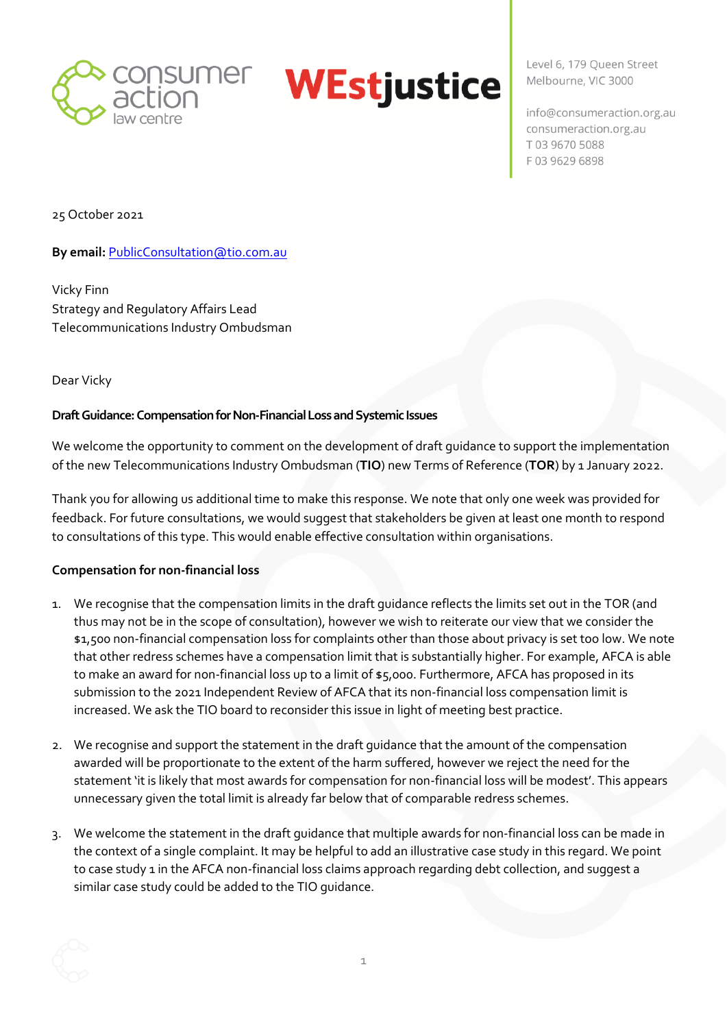consumer action law centre

WEstjustice

Level 6, 179 Queen Street
Melbourne, VIC 3000

info@consumeraction.org.au
consumeraction.org.au
T 03 9670 5088
F 03 9629 6898

25 October 2021

**By email:** PublicConsultation@tio.com.au

Vicky Finn
Strategy and Regulatory Affairs Lead
Telecommunications Industry Ombudsman

Dear Vicky

**Draft Guidance: Compensation for Non-Financial Loss and Systemic Issues**

We welcome the opportunity to comment on the development of draft guidance to support the implementation of the new Telecommunications Industry Ombudsman (**TIO**) new Terms of Reference (**TOR**) by 1 January 2022.

Thank you for allowing us additional time to make this response. We note that only one week was provided for feedback. For future consultations, we would suggest that stakeholders be given at least one month to respond to consultations of this type. This would enable effective consultation within organisations.

**Compensation for non-financial loss**

1. We recognise that the compensation limits in the draft guidance reflects the limits set out in the TOR (and thus may not be in the scope of consultation), however we wish to reiterate our view that we consider the $1,500 non-financial compensation loss for complaints other than those about privacy is set too low. We note that other redress schemes have a compensation limit that is substantially higher. For example, AFCA is able to make an award for non-financial loss up to a limit of $5,000. Furthermore, AFCA has proposed in its submission to the 2021 Independent Review of AFCA that its non-financial loss compensation limit is increased. We ask the TIO board to reconsider this issue in light of meeting best practice.

2. We recognise and support the statement in the draft guidance that the amount of the compensation awarded will be proportionate to the extent of the harm suffered, however we reject the need for the statement 'it is likely that most awards for compensation for non-financial loss will be modest'. This appears unnecessary given the total limit is already far below that of comparable redress schemes.

3. We welcome the statement in the draft guidance that multiple awards for non-financial loss can be made in the context of a single complaint. It may be helpful to add an illustrative case study in this regard. We point to case study 1 in the AFCA non-financial loss claims approach regarding debt collection, and suggest a similar case study could be added to the TIO guidance.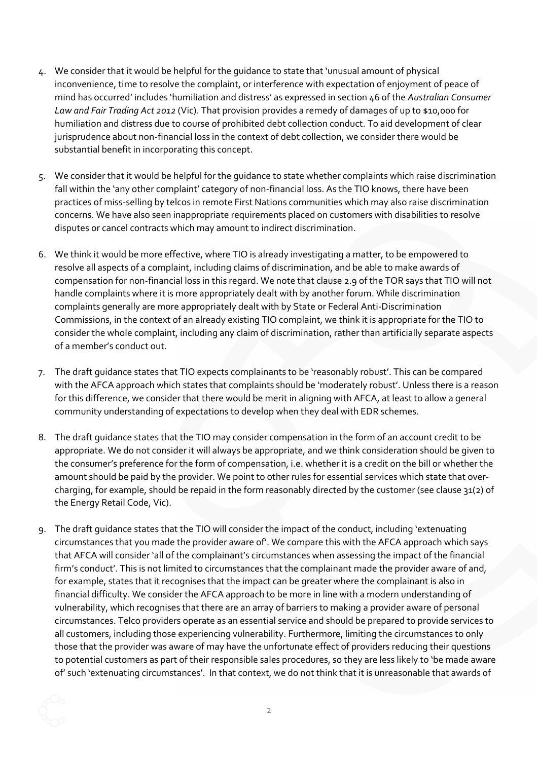4. We consider that it would be helpful for the guidance to state that 'unusual amount of physical inconvenience, time to resolve the complaint, or interference with expectation of enjoyment of peace of mind has occurred' includes 'humiliation and distress' as expressed in section 46 of the *Australian Consumer Law and Fair Trading Act 2012* (Vic). That provision provides a remedy of damages of up to $10,000 for humiliation and distress due to course of prohibited debt collection conduct. To aid development of clear jurisprudence about non-financial loss in the context of debt collection, we consider there would be substantial benefit in incorporating this concept.

5. We consider that it would be helpful for the guidance to state whether complaints which raise discrimination fall within the 'any other complaint' category of non-financial loss. As the TIO knows, there have been practices of miss-selling by telcos in remote First Nations communities which may also raise discrimination concerns. We have also seen inappropriate requirements placed on customers with disabilities to resolve disputes or cancel contracts which may amount to indirect discrimination.

6. We think it would be more effective, where TIO is already investigating a matter, to be empowered to resolve all aspects of a complaint, including claims of discrimination, and be able to make awards of compensation for non-financial loss in this regard. We note that clause 2.9 of the TOR says that TIO will not handle complaints where it is more appropriately dealt with by another forum. While discrimination complaints generally are more appropriately dealt with by State or Federal Anti-Discrimination Commissions, in the context of an already existing TIO complaint, we think it is appropriate for the TIO to consider the whole complaint, including any claim of discrimination, rather than artificially separate aspects of a member's conduct out.

7. The draft guidance states that TIO expects complainants to be 'reasonably robust'. This can be compared with the AFCA approach which states that complaints should be 'moderately robust'. Unless there is a reason for this difference, we consider that there would be merit in aligning with AFCA, at least to allow a general community understanding of expectations to develop when they deal with EDR schemes.

8. The draft guidance states that the TIO may consider compensation in the form of an account credit to be appropriate. We do not consider it will always be appropriate, and we think consideration should be given to the consumer's preference for the form of compensation, i.e. whether it is a credit on the bill or whether the amount should be paid by the provider. We point to other rules for essential services which state that over-charging, for example, should be repaid in the form reasonably directed by the customer (see clause 31(2) of the Energy Retail Code, Vic).

9. The draft guidance states that the TIO will consider the impact of the conduct, including 'extenuating circumstances that you made the provider aware of'. We compare this with the AFCA approach which says that AFCA will consider 'all of the complainant's circumstances when assessing the impact of the financial firm's conduct'. This is not limited to circumstances that the complainant made the provider aware of and, for example, states that it recognises that the impact can be greater where the complainant is also in financial difficulty. We consider the AFCA approach to be more in line with a modern understanding of vulnerability, which recognises that there are an array of barriers to making a provider aware of personal circumstances. Telco providers operate as an essential service and should be prepared to provide services to all customers, including those experiencing vulnerability. Furthermore, limiting the circumstances to only those that the provider was aware of may have the unfortunate effect of providers reducing their questions to potential customers as part of their responsible sales procedures, so they are less likely to 'be made aware of' such 'extenuating circumstances'. In that context, we do not think that it is unreasonable that awards of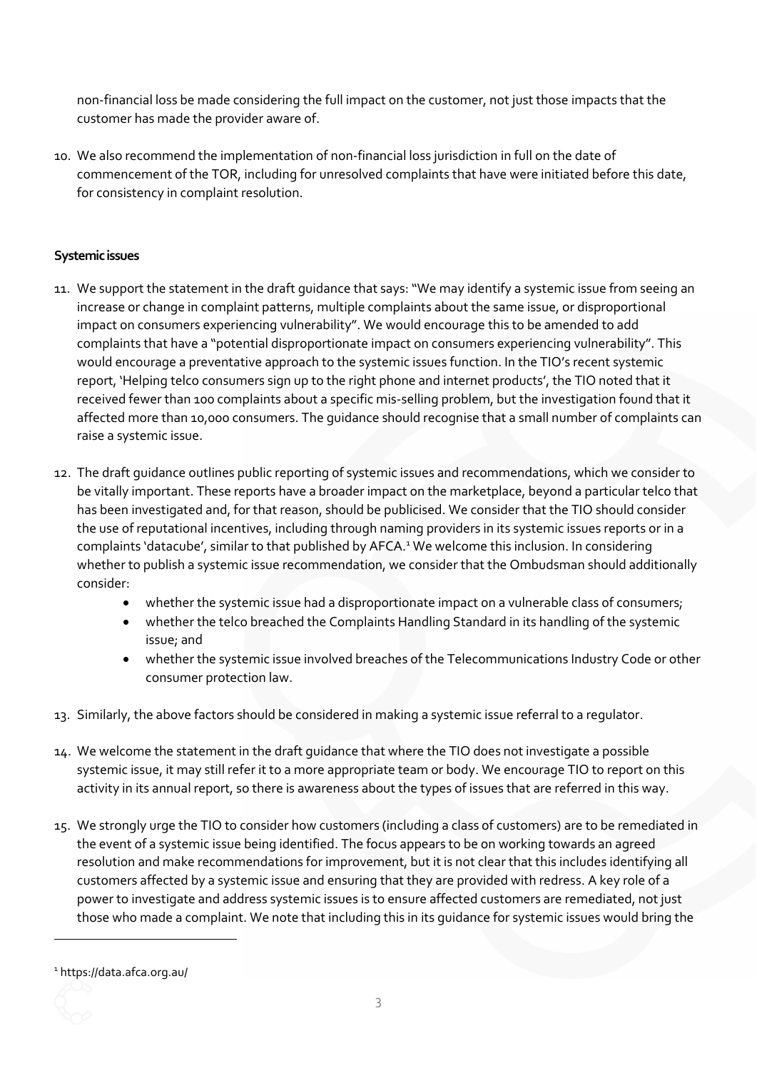non-financial loss be made considering the full impact on the customer, not just those impacts that the customer has made the provider aware of.

10. We also recommend the implementation of non-financial loss jurisdiction in full on the date of commencement of the TOR, including for unresolved complaints that have were initiated before this date, for consistency in complaint resolution.

**Systemic issues**

11. We support the statement in the draft guidance that says: "We may identify a systemic issue from seeing an increase or change in complaint patterns, multiple complaints about the same issue, or disproportional impact on consumers experiencing vulnerability". We would encourage this to be amended to add complaints that have a "potential disproportionate impact on consumers experiencing vulnerability". This would encourage a preventative approach to the systemic issues function. In the TIO's recent systemic report, 'Helping telco consumers sign up to the right phone and internet products', the TIO noted that it received fewer than 100 complaints about a specific mis-selling problem, but the investigation found that it affected more than 10,000 consumers. The guidance should recognise that a small number of complaints can raise a systemic issue.

12. The draft guidance outlines public reporting of systemic issues and recommendations, which we consider to be vitally important. These reports have a broader impact on the marketplace, beyond a particular telco that has been investigated and, for that reason, should be publicised. We consider that the TIO should consider the use of reputational incentives, including through naming providers in its systemic issues reports or in a complaints 'datacube', similar to that published by AFCA.[1] We welcome this inclusion. In considering whether to publish a systemic issue recommendation, we consider that the Ombudsman should additionally consider:
    - whether the systemic issue had a disproportionate impact on a vulnerable class of consumers;
    - whether the telco breached the Complaints Handling Standard in its handling of the systemic issue; and
    - whether the systemic issue involved breaches of the Telecommunications Industry Code or other consumer protection law.

13. Similarly, the above factors should be considered in making a systemic issue referral to a regulator.

14. We welcome the statement in the draft guidance that where the TIO does not investigate a possible systemic issue, it may still refer it to a more appropriate team or body. We encourage TIO to report on this activity in its annual report, so there is awareness about the types of issues that are referred in this way.

15. We strongly urge the TIO to consider how customers (including a class of customers) are to be remediated in the event of a systemic issue being identified. The focus appears to be on working towards an agreed resolution and make recommendations for improvement, but it is not clear that this includes identifying all customers affected by a systemic issue and ensuring that they are provided with redress. A key role of a power to investigate and address systemic issues is to ensure affected customers are remediated, not just those who made a complaint. We note that including this in its guidance for systemic issues would bring the

---

[1] https://data.afca.org.au/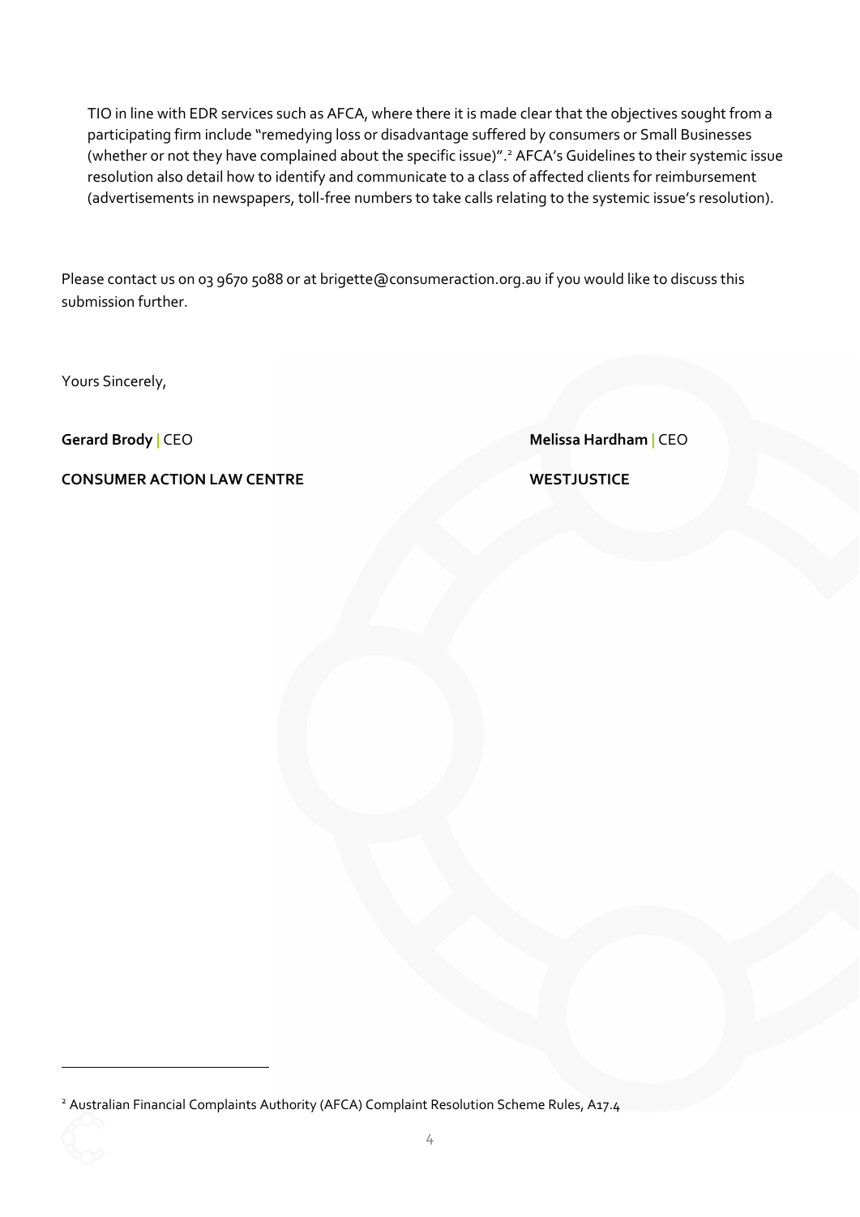TIO in line with EDR services such as AFCA, where there it is made clear that the objectives sought from a participating firm include "remedying loss or disadvantage suffered by consumers or Small Businesses (whether or not they have complained about the specific issue)".[2] AFCA's Guidelines to their systemic issue resolution also detail how to identify and communicate to a class of affected clients for reimbursement (advertisements in newspapers, toll-free numbers to take calls relating to the systemic issue's resolution).

Please contact us on 03 9670 5088 or at brigette@consumeraction.org.au if you would like to discuss this submission further.

Yours Sincerely,

**Gerard Brody** | CEO

**CONSUMER ACTION LAW CENTRE**

**Melissa Hardham** | CEO

**WESTJUSTICE**

[2] Australian Financial Complaints Authority (AFCA) Complaint Resolution Scheme Rules, A17.4